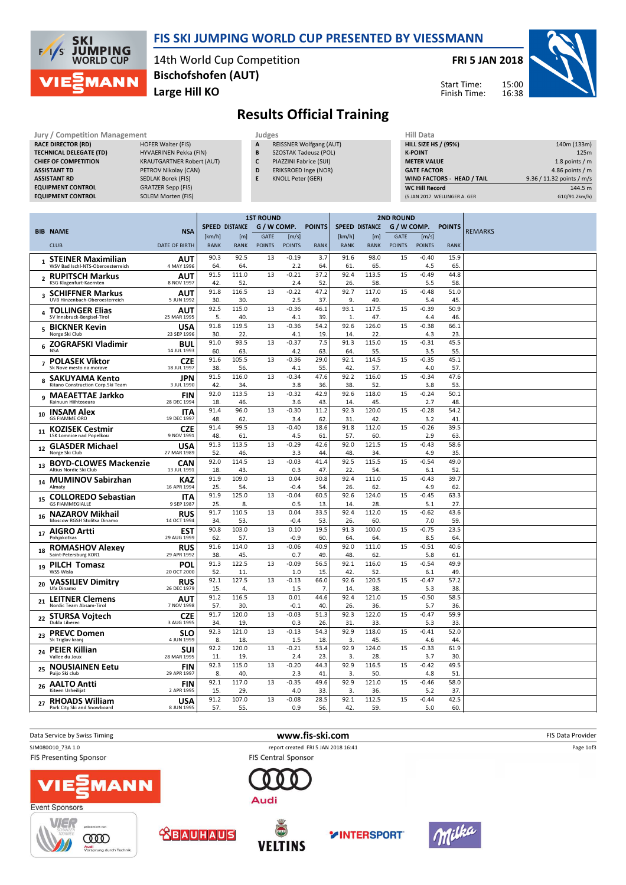# FIS SKI JUMPING WORLD CUP PRESENTED BY VIESSMANN

14th World Cup Competition
**Bischofshofen (AUT)**
**Large Hill KO**

**FRI 5 JAN 2018**

Start Time: 15:00
Finish Time: 16:38

## Results Official Training

| Jury / Competition Management | |
|---|---|
| RACE DIRECTOR (RD) | HOFER Walter (FIS) |
| TECHNICAL DELEGATE (TD) | HYVAERINEN Pekka (FIN) |
| CHIEF OF COMPETITION | KRAUTGARTNER Robert (AUT) |
| ASSISTANT TD | PETROV Nikolay (CAN) |
| ASSISTANT RD | SEDLAK Borek (FIS) |
| EQUIPMENT CONTROL | GRATZER Sepp (FIS) |
| EQUIPMENT CONTROL | SOLEM Morten (FIS) |

| Judges | |
|---|---|
| A | REISSNER Wolfgang (AUT) |
| B | SZOSTAK Tadeusz (POL) |
| C | PIAZZINI Fabrice (SUI) |
| D | ERIKSROED Inge (NOR) |
| E | KNOLL Peter (GER) |

| Hill Data | |
|---|---|
| HILL SIZE HS / (95%) | 140m (133m) |
| K-POINT | 125m |
| METER VALUE | 1.8 points / m |
| GATE FACTOR | 4.86 points / m |
| WIND FACTORS - HEAD / TAIL | 9.36 / 11.32 points / m/s |
| WC Hill Record | 144.5 m |
| (5 JAN 2017 WELLINGER A. GER | G10/91.2km/h) |

| BIB | NAME / CLUB | NSA / DATE OF BIRTH | 1st Round SPEED [km/h] / RANK | DISTANCE [m] / RANK | GATE / GATE POINTS | WC COMP. [m/s] / POINTS | POINTS / RANK | 2nd Round SPEED [km/h] / RANK | DISTANCE [m] / RANK | GATE / GATE POINTS | WC COMP. [m/s] / POINTS | POINTS / RANK | REMARKS |
|---|---|---|---|---|---|---|---|---|---|---|---|---|---|
| 1 | STEINER Maximilian / WSV Bad Ischl-NTS-Oberoesterreich | AUT / 4 MAY 1996 | 90.3 / 64. | 92.5 / 64. | 13 | -0.19 / 2.2 | 3.7 / 64. | 91.6 / 61. | 98.0 / 65. | 15 | -0.40 / 4.5 | 15.9 / 65. | |
| 2 | RUPITSCH Markus / KSG Klagenfurt-Kaernten | AUT / 8 NOV 1997 | 91.5 / 42. | 111.0 / 52. | 13 | -0.21 / 2.4 | 37.2 / 52. | 92.4 / 26. | 113.5 / 58. | 15 | -0.49 / 5.5 | 44.8 / 58. | |
| 3 | SCHIFFNER Markus / UVB Hinzenbach-Oberoesterreich | AUT / 5 JUN 1992 | 91.8 / 30. | 116.5 / 30. | 13 | -0.22 / 2.5 | 47.2 / 37. | 92.7 / 9. | 117.0 / 49. | 15 | -0.48 / 5.4 | 51.0 / 45. | |
| 4 | TOLLINGER Elias / SV Innsbruck-Bergisel-Tirol | AUT / 25 MAR 1995 | 92.5 / 5. | 115.0 / 40. | 13 | -0.36 / 4.1 | 46.1 / 39. | 93.1 / 1. | 117.5 / 47. | 15 | -0.39 / 4.4 | 50.9 / 46. | |
| 5 | BICKNER Kevin / Norge Ski Club | USA / 23 SEP 1996 | 91.8 / 30. | 119.5 / 22. | 13 | -0.36 / 4.1 | 54.2 / 19. | 92.6 / 14. | 126.0 / 22. | 15 | -0.38 / 4.3 | 66.1 / 23. | |
| 6 | ZOGRAFSKI Vladimir / NSA | BUL / 14 JUL 1993 | 91.0 / 60. | 93.5 / 63. | 13 | -0.37 / 4.2 | 7.5 / 63. | 91.3 / 64. | 115.0 / 55. | 15 | -0.31 / 3.5 | 45.5 / 55. | |
| 7 | POLASEK Viktor / Sk Nove mesto na morave | CZE / 18 JUL 1997 | 91.6 / 38. | 105.5 / 56. | 13 | -0.36 / 4.1 | 29.0 / 55. | 92.1 / 42. | 114.5 / 57. | 15 | -0.35 / 4.0 | 45.1 / 57. | |
| 8 | SAKUYAMA Kento / Kitano Construction Corp.Ski Team | JPN / 3 JUL 1990 | 91.5 / 42. | 116.0 / 34. | 13 | -0.34 / 3.8 | 47.6 / 36. | 92.2 / 38. | 116.0 / 52. | 15 | -0.34 / 3.8 | 47.6 / 53. | |
| 9 | MAEAETTAE Jarkko / Kainuun Hiihtoseura | FIN / 28 DEC 1994 | 92.0 / 18. | 113.5 / 46. | 13 | -0.32 / 3.6 | 42.9 / 43. | 92.6 / 14. | 118.0 / 45. | 15 | -0.24 / 2.7 | 50.1 / 48. | |
| 10 | INSAM Alex / GS FIAMME ORO | ITA / 19 DEC 1997 | 91.4 / 48. | 96.0 / 62. | 13 | -0.30 / 3.4 | 11.2 / 62. | 92.3 / 31. | 120.0 / 42. | 15 | -0.28 / 3.2 | 54.2 / 41. | |
| 11 | KOZISEK Cestmir / LSK Lomnice nad Popelkou | CZE / 9 NOV 1991 | 91.4 / 48. | 99.5 / 61. | 13 | -0.40 / 4.5 | 18.6 / 61. | 91.8 / 57. | 112.0 / 60. | 15 | -0.26 / 2.9 | 39.5 / 63. | |
| 12 | GLASDER Michael / Norge Ski Club | USA / 27 MAR 1989 | 91.3 / 52. | 113.5 / 46. | 13 | -0.29 / 3.3 | 42.6 / 44. | 92.0 / 48. | 121.5 / 34. | 15 | -0.43 / 4.9 | 58.6 / 35. | |
| 13 | BOYD-CLOWES Mackenzie / Altius Nordic Ski Club | CAN / 13 JUL 1991 | 92.0 / 18. | 114.5 / 43. | 13 | -0.03 / 0.3 | 41.4 / 47. | 92.5 / 22. | 115.5 / 54. | 15 | -0.54 / 6.1 | 49.0 / 52. | |
| 14 | MUMINOV Sabirzhan / Almaty | KAZ / 16 APR 1994 | 91.9 / 25. | 109.0 / 54. | 13 | 0.04 / -0.4 | 30.8 / 54. | 92.4 / 26. | 111.0 / 62. | 15 | -0.43 / 4.9 | 39.7 / 62. | |
| 15 | COLLOREDO Sebastian / GS FIAMMEGIALLE | ITA / 9 SEP 1987 | 91.9 / 25. | 125.0 / 8. | 13 | -0.04 / 0.5 | 60.5 / 13. | 92.6 / 14. | 124.0 / 28. | 15 | -0.45 / 5.1 | 63.3 / 27. | |
| 16 | NAZAROV Mikhail / Moscow RGSH Stolitsa Dinamo | RUS / 14 OCT 1994 | 91.7 / 34. | 110.5 / 53. | 13 | 0.04 / -0.4 | 33.5 / 53. | 92.4 / 26. | 112.0 / 60. | 15 | -0.62 / 7.0 | 43.6 / 59. | |
| 17 | AIGRO Artti / Pohjakotkas | EST / 29 AUG 1999 | 90.8 / 62. | 103.0 / 57. | 13 | 0.10 / -0.9 | 19.5 / 60. | 91.3 / 64. | 100.0 / 64. | 15 | -0.75 / 8.5 | 23.5 / 64. | |
| 18 | ROMASHOV Alexey / Saint-Petersburg KOR1 | RUS / 29 APR 1992 | 91.6 / 38. | 114.0 / 45. | 13 | -0.06 / 0.7 | 40.9 / 49. | 92.0 / 48. | 111.0 / 62. | 15 | -0.51 / 5.8 | 40.6 / 61. | |
| 19 | PILCH Tomasz / WSS Wisla | POL / 20 OCT 2000 | 91.3 / 52. | 122.5 / 11. | 13 | -0.09 / 1.0 | 56.5 / 15. | 92.1 / 42. | 116.0 / 52. | 15 | -0.54 / 6.1 | 49.9 / 49. | |
| 20 | VASSILIEV Dimitry / Ufa Dinamo | RUS / 26 DEC 1979 | 92.1 / 15. | 127.5 / 4. | 13 | -0.13 / 1.5 | 66.0 / 7. | 92.6 / 14. | 120.5 / 38. | 15 | -0.47 / 5.3 | 57.2 / 38. | |
| 21 | LEITNER Clemens / Nordic Team Absam-Tirol | AUT / 7 NOV 1998 | 91.2 / 57. | 116.5 / 30. | 13 | 0.01 / -0.1 | 44.6 / 40. | 92.4 / 26. | 121.0 / 36. | 15 | -0.50 / 5.7 | 58.5 / 36. | |
| 22 | STURSA Vojtech / Dukla Liberec | CZE / 3 AUG 1995 | 91.7 / 34. | 120.0 / 19. | 13 | -0.03 / 0.3 | 51.3 / 26. | 92.3 / 31. | 122.0 / 33. | 15 | -0.47 / 5.3 | 59.9 / 33. | |
| 23 | PREVC Domen / Sk Triglav kranj | SLO / 4 JUN 1999 | 92.3 / 8. | 121.0 / 18. | 13 | -0.13 / 1.5 | 54.3 / 18. | 92.9 / 3. | 118.0 / 45. | 15 | -0.41 / 4.6 | 52.0 / 44. | |
| 24 | PEIER Killian / Vallee du Joux | SUI / 28 MAR 1995 | 92.2 / 11. | 120.0 / 19. | 13 | -0.21 / 2.4 | 53.4 / 23. | 92.9 / 3. | 124.0 / 28. | 15 | -0.33 / 3.7 | 61.9 / 30. | |
| 25 | NOUSIAINEN Eetu / Puijo Ski club | FIN / 29 APR 1997 | 92.3 / 8. | 115.0 / 40. | 13 | -0.20 / 2.3 | 44.3 / 41. | 92.9 / 3. | 116.5 / 50. | 15 | -0.42 / 4.8 | 49.5 / 51. | |
| 26 | AALTO Antti / Kiteen Urheilijat | FIN / 2 APR 1995 | 92.1 / 15. | 117.0 / 29. | 13 | -0.35 / 4.0 | 49.6 / 33. | 92.9 / 3. | 121.0 / 36. | 15 | -0.46 / 5.2 | 58.0 / 37. | |
| 27 | RHOADS William / Park City Ski and Snowboard | USA / 8 JUN 1995 | 91.2 / 57. | 107.0 / 55. | 13 | -0.08 / 0.9 | 28.5 / 56. | 92.1 / 42. | 112.5 / 59. | 15 | -0.44 / 5.0 | 42.5 / 60. | |

Data Service by Swiss Timing — www.fis-ski.com — FIS Data Provider

SJM080O10_73A 1.0 — report created FRI 5 JAN 2018 16:41

FIS Presenting Sponsor: VIESSMANN — FIS Central Sponsor: Audi

Event Sponsors: VIER SCHANZEN TOURNEE, BAUHAUS, VELTINS, INTERSPORT, Milka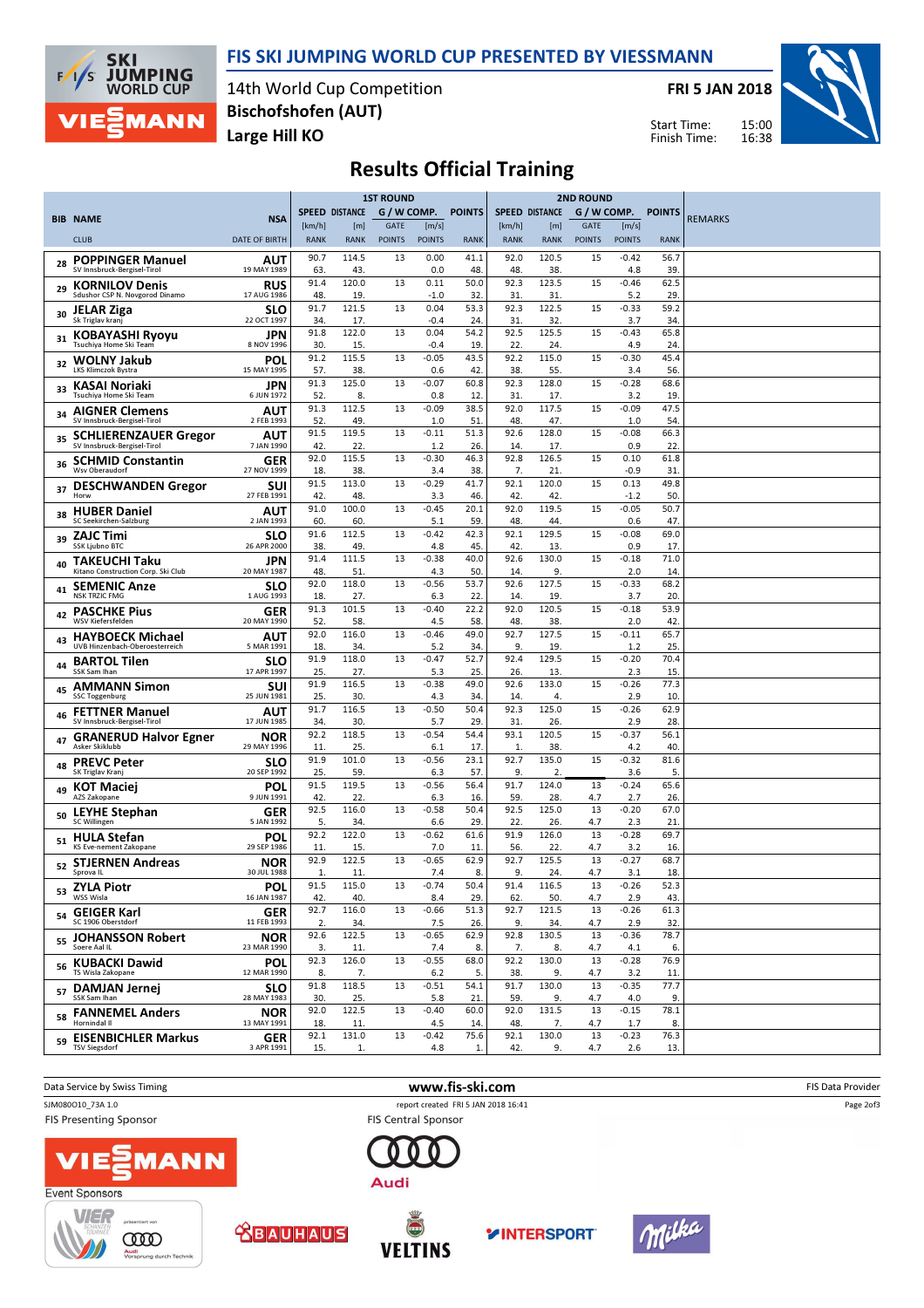# FIS SKI JUMPING WORLD CUP PRESENTED BY VIESSMANN

14th World Cup Competition
Bischofshofen (AUT)
Large Hill KO

FRI 5 JAN 2018

Start Time: 15:00
Finish Time: 16:38

## Results Official Training

| BIB | NAME / CLUB | NSA / DATE OF BIRTH | 1ST ROUND SPEED [km/h] / RANK | DISTANCE [m] / RANK | GATE / GATE POINTS | [m/s] / POINTS | POINTS / RANK | 2ND ROUND SPEED [km/h] / RANK | DISTANCE [m] / RANK | GATE / GATE POINTS | [m/s] / POINTS | POINTS / RANK | REMARKS |
|---|---|---|---|---|---|---|---|---|---|---|---|---|---|
| 28 | POPPINGER Manuel / SV Innsbruck-Bergisel-Tirol | AUT / 19 MAY 1989 | 90.7 / 63. | 114.5 / 43. | 13 | 0.00 / 0.0 | 41.1 / 48. | 92.0 / 48. | 120.5 / 38. | 15 | -0.42 / 4.8 | 56.7 / 39. | |
| 29 | KORNILOV Denis / Sdushor CSP N. Novgorod Dinamo | RUS / 17 AUG 1986 | 91.4 / 48. | 120.0 / 19. | 13 | 0.11 / -1.0 | 50.0 / 32. | 92.3 / 31. | 123.5 / 31. | 15 | -0.46 / 5.2 | 62.5 / 29. | |
| 30 | JELAR Ziga / Sk Triglav kranj | SLO / 22 OCT 1997 | 91.7 / 34. | 121.5 / 17. | 13 | 0.04 / -0.4 | 53.3 / 24. | 92.3 / 31. | 122.5 / 32. | 15 | -0.33 / 3.7 | 59.2 / 34. | |
| 31 | KOBAYASHI Ryoyu / Tsuchiya Home Ski Team | JPN / 8 NOV 1996 | 91.8 / 30. | 122.0 / 15. | 13 | 0.04 / -0.4 | 54.2 / 19. | 92.5 / 22. | 125.5 / 24. | 15 | -0.43 / 4.9 | 65.8 / 24. | |
| 32 | WOLNY Jakub / LKS Klimczok Bystra | POL / 15 MAY 1995 | 91.2 / 57. | 115.5 / 38. | 13 | -0.05 / 0.6 | 43.5 / 42. | 92.2 / 38. | 115.0 / 55. | 15 | -0.30 / 3.4 | 45.4 / 56. | |
| 33 | KASAI Noriaki / Tsuchiya Home Ski Team | JPN / 6 JUN 1972 | 91.3 / 52. | 125.0 / 8. | 13 | -0.07 / 0.8 | 60.8 / 12. | 92.3 / 31. | 128.0 / 17. | 15 | -0.28 / 3.2 | 68.6 / 19. | |
| 34 | AIGNER Clemens / SV Innsbruck-Bergisel-Tirol | AUT / 2 FEB 1993 | 91.3 / 52. | 112.5 / 49. | 13 | -0.09 / 1.0 | 38.5 / 51. | 92.0 / 48. | 117.5 / 47. | 15 | -0.09 / 1.0 | 47.5 / 54. | |
| 35 | SCHLIERENZAUER Gregor / SV Innsbruck-Bergisel-Tirol | AUT / 7 JAN 1990 | 91.5 / 42. | 119.5 / 22. | 13 | -0.11 / 1.2 | 51.3 / 26. | 92.6 / 14. | 128.0 / 17. | 15 | -0.08 / 0.9 | 66.3 / 22. | |
| 36 | SCHMID Constantin / Wsv Oberaudorf | GER / 27 NOV 1999 | 92.0 / 18. | 115.5 / 38. | 13 | -0.30 / 3.4 | 46.3 / 38. | 92.8 / 7. | 126.5 / 21. | 15 | 0.10 / -0.9 | 61.8 / 31. | |
| 37 | DESCHWANDEN Gregor / Horw | SUI / 27 FEB 1991 | 91.5 / 42. | 113.0 / 48. | 13 | -0.29 / 3.3 | 41.7 / 46. | 92.1 / 42. | 120.0 / 42. | 15 | 0.13 / -1.2 | 49.8 / 50. | |
| 38 | HUBER Daniel / SC Seekirchen-Salzburg | AUT / 2 JAN 1993 | 91.0 / 60. | 100.0 / 60. | 13 | -0.45 / 5.1 | 20.1 / 59. | 92.0 / 48. | 119.5 / 44. | 15 | -0.05 / 0.6 | 50.7 / 47. | |
| 39 | ZAJC Timi / SSK Ljubno BTC | SLO / 26 APR 2000 | 91.6 / 38. | 112.5 / 49. | 13 | -0.42 / 4.8 | 42.3 / 45. | 92.1 / 42. | 129.5 / 13. | 15 | -0.08 / 0.9 | 69.0 / 17. | |
| 40 | TAKEUCHI Taku / Kitano Construction Corp. Ski Club | JPN / 20 MAY 1987 | 91.4 / 48. | 111.5 / 51. | 13 | -0.38 / 4.3 | 40.0 / 50. | 92.6 / 14. | 130.0 / 9. | 15 | -0.18 / 2.0 | 71.0 / 14. | |
| 41 | SEMENIC Anze / NSK TRZIC FMG | SLO / 1 AUG 1993 | 92.0 / 18. | 118.0 / 27. | 13 | -0.56 / 6.3 | 53.7 / 22. | 92.6 / 14. | 127.5 / 19. | 15 | -0.33 / 3.7 | 68.2 / 20. | |
| 42 | PASCHKE Pius / WSV Kiefersfelden | GER / 20 MAY 1990 | 91.3 / 52. | 101.5 / 58. | 13 | -0.40 / 4.5 | 22.2 / 58. | 92.0 / 48. | 120.5 / 38. | 15 | -0.18 / 2.0 | 53.9 / 42. | |
| 43 | HAYBOECK Michael / UVB Hinzenbach-Oberoesterreich | AUT / 5 MAR 1991 | 92.0 / 18. | 116.0 / 34. | 13 | -0.46 / 5.2 | 49.0 / 34. | 92.7 / 9. | 127.5 / 19. | 15 | -0.11 / 1.2 | 65.7 / 25. | |
| 44 | BARTOL Tilen / SSK Sam Ihan | SLO / 17 APR 1997 | 91.9 / 25. | 118.0 / 27. | 13 | -0.47 / 5.3 | 52.7 / 25. | 92.4 / 26. | 129.5 / 13. | 15 | -0.20 / 2.3 | 70.4 / 15. | |
| 45 | AMMANN Simon / SSC Toggenburg | SUI / 25 JUN 1981 | 91.9 / 25. | 116.5 / 30. | 13 | -0.38 / 4.3 | 49.0 / 34. | 92.6 / 14. | 133.0 / 4. | 15 | -0.26 / 2.9 | 77.3 / 10. | |
| 46 | FETTNER Manuel / SV Innsbruck-Bergisel-Tirol | AUT / 17 JUN 1985 | 91.7 / 34. | 116.5 / 30. | 13 | -0.50 / 5.7 | 50.4 / 29. | 92.3 / 31. | 125.0 / 26. | 15 | -0.26 / 2.9 | 62.9 / 28. | |
| 47 | GRANERUD Halvor Egner / Asker Skiklubb | NOR / 29 MAY 1996 | 92.2 / 11. | 118.5 / 25. | 13 | -0.54 / 6.1 | 54.4 / 17. | 93.1 / 1. | 120.5 / 38. | 15 | -0.37 / 4.2 | 56.1 / 40. | |
| 48 | PREVC Peter / SK Triglav Kranj | SLO / 20 SEP 1992 | 91.9 / 25. | 101.0 / 59. | 13 | -0.56 / 6.3 | 23.1 / 57. | 92.7 / 9. | 135.0 / 2. | 15 | -0.32 / 3.6 | 81.6 / 5. | |
| 49 | KOT Maciej / AZS Zakopane | POL / 9 JUN 1991 | 91.5 / 42. | 119.5 / 22. | 13 | -0.56 / 6.3 | 56.4 / 16. | 91.7 / 59. | 124.0 / 28. | 13 / 4.7 | -0.24 / 2.7 | 65.6 / 26. | |
| 50 | LEYHE Stephan / SC Willingen | GER / 5 JAN 1992 | 92.5 / 5. | 116.0 / 34. | 13 | -0.58 / 6.6 | 50.4 / 29. | 92.5 / 22. | 125.0 / 26. | 13 / 4.7 | -0.20 / 2.3 | 67.0 / 21. | |
| 51 | HULA Stefan / KS Eve-nement Zakopane | POL / 29 SEP 1986 | 92.2 / 11. | 122.0 / 15. | 13 | -0.62 / 7.0 | 61.6 / 11. | 91.9 / 56. | 126.0 / 22. | 13 / 4.7 | -0.28 / 3.2 | 69.7 / 16. | |
| 52 | STJERNEN Andreas / Sprova IL | NOR / 30 JUL 1988 | 92.9 / 1. | 122.5 / 11. | 13 | -0.65 / 7.4 | 62.9 / 8. | 92.7 / 9. | 125.5 / 24. | 13 / 4.7 | -0.27 / 3.1 | 68.7 / 18. | |
| 53 | ZYLA Piotr / WSS Wisla | POL / 16 JAN 1987 | 91.5 / 42. | 115.0 / 40. | 13 | -0.74 / 8.4 | 50.4 / 29. | 91.4 / 62. | 116.5 / 50. | 13 / 4.7 | -0.26 / 2.9 | 52.3 / 43. | |
| 54 | GEIGER Karl / SC 1906 Oberstdorf | GER / 11 FEB 1993 | 92.7 / 2. | 116.0 / 34. | 13 | -0.66 / 7.5 | 51.3 / 26. | 92.7 / 9. | 121.5 / 34. | 13 / 4.7 | -0.26 / 2.9 | 61.3 / 32. | |
| 55 | JOHANSSON Robert / Soere Aal IL | NOR / 23 MAR 1990 | 92.6 / 3. | 122.5 / 11. | 13 | -0.65 / 7.4 | 62.9 / 8. | 92.8 / 7. | 130.5 / 8. | 13 / 4.7 | -0.36 / 4.1 | 78.7 / 6. | |
| 56 | KUBACKI Dawid / TS Wisla Zakopane | POL / 12 MAR 1990 | 92.3 / 8. | 126.0 / 7. | 13 | -0.55 / 6.2 | 68.0 / 5. | 92.2 / 38. | 130.0 / 9. | 13 / 4.7 | -0.28 / 3.2 | 76.9 / 11. | |
| 57 | DAMJAN Jernej / SSK Sam Ihan | SLO / 28 MAY 1983 | 91.8 / 30. | 118.5 / 25. | 13 | -0.51 / 5.8 | 54.5 / 21. | 91.7 / 59. | 130.0 / 9. | 13 / 4.7 | -0.35 / 4.0 | 77.7 / 9. | |
| 58 | FANNEMEL Anders / Hornindal Il | NOR / 13 MAY 1991 | 92.0 / 18. | 122.5 / 11. | 13 | -0.40 / 4.5 | 60.0 / 14. | 92.0 / 48. | 131.5 / 7. | 13 / 4.7 | -0.15 / 1.7 | 78.1 / 8. | |
| 59 | EISENBICHLER Markus / TSV Siegsdorf | GER / 3 APR 1991 | 92.1 / 15. | 131.0 / 1. | 13 | -0.42 / 4.8 | 75.6 / 1. | 92.1 / 42. | 130.0 / 9. | 13 / 4.7 | -0.23 / 2.6 | 76.3 / 13. | |

Data Service by Swiss Timing | www.fis-ski.com | FIS Data Provider

SJM080O10_73A 1.0 | report created FRI 5 JAN 2018 16:41

FIS Presenting Sponsor: VIESSMANN | FIS Central Sponsor: Audi

Event Sponsors: VIERSCHANZENTOURNEE, BAUHAUS, VELTINS, INTERSPORT, Milka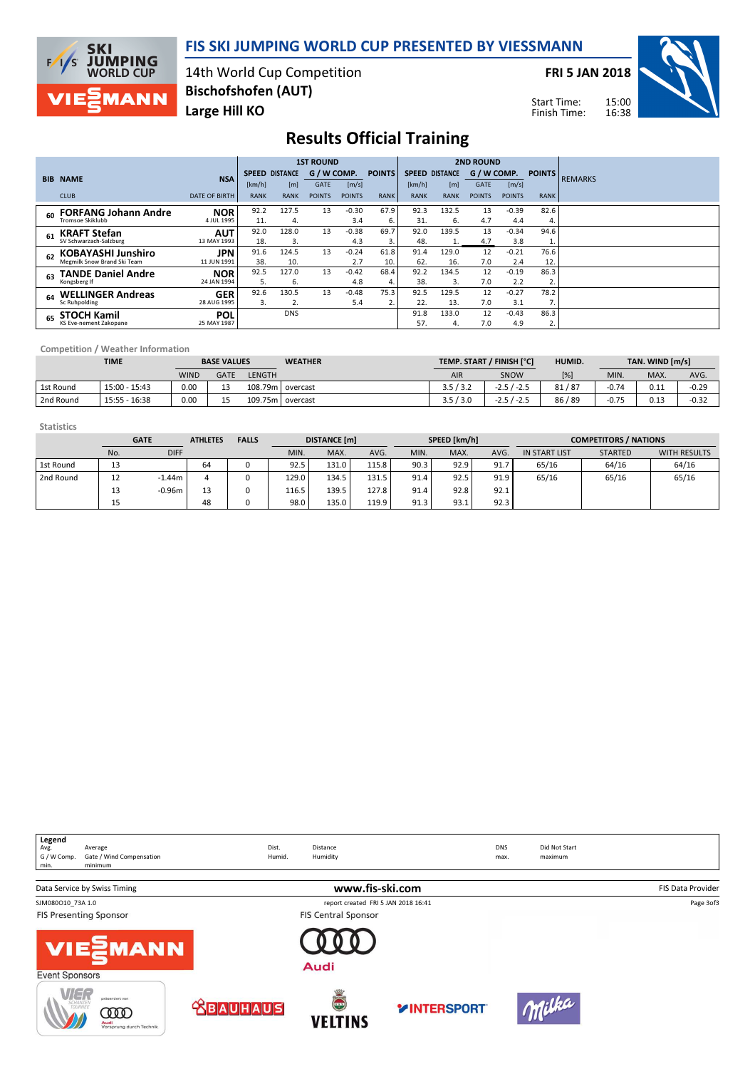# FIS SKI JUMPING WORLD CUP PRESENTED BY VIESSMANN

14th World Cup Competition
Bischofshofen (AUT)
Large Hill KO

**FRI 5 JAN 2018**

Start Time: 15:00
Finish Time: 16:38

## Results Official Training

| BIB | NAME / CLUB | NSA / DATE OF BIRTH | 1ST ROUND SPEED [km/h] / RANK | DISTANCE [m] / RANK | G / W COMP. GATE / POINTS | [m/s] / POINTS | POINTS / RANK | 2ND ROUND SPEED [km/h] / RANK | DISTANCE [m] / RANK | G / W COMP. GATE / POINTS | [m/s] / POINTS | POINTS / RANK | REMARKS |
|---|---|---|---|---|---|---|---|---|---|---|---|---|---|
| 60 | FORFANG Johann Andre<br>Tromsoe Skiklubb | NOR<br>4 JUL 1995 | 92.2<br>11. | 127.5<br>4. | 13 | -0.30<br>3.4 | 67.9<br>6. | 92.3<br>31. | 132.5<br>6. | 13<br>4.7 | -0.39<br>4.4 | 82.6<br>4. | |
| 61 | KRAFT Stefan<br>SV Schwarzach-Salzburg | AUT<br>13 MAY 1993 | 92.0<br>18. | 128.0<br>3. | 13 | -0.38<br>4.3 | 69.7<br>3. | 92.0<br>48. | 139.5<br>1. | 13<br>4.7 | -0.34<br>3.8 | 94.6<br>1. | |
| 62 | KOBAYASHI Junshiro<br>Megmilk Snow Brand Ski Team | JPN<br>11 JUN 1991 | 91.6<br>38. | 124.5<br>10. | 13 | -0.24<br>2.7 | 61.8<br>10. | 91.4<br>62. | 129.0<br>16. | 12<br>7.0 | -0.21<br>2.4 | 76.6<br>12. | |
| 63 | TANDE Daniel Andre<br>Kongsberg If | NOR<br>24 JAN 1994 | 92.5<br>5. | 127.0<br>6. | 13 | -0.42<br>4.8 | 68.4<br>4. | 92.2<br>38. | 134.5<br>3. | 12<br>7.0 | -0.19<br>2.2 | 86.3<br>2. | |
| 64 | WELLINGER Andreas<br>Sc Ruhpolding | GER<br>28 AUG 1995 | 92.6<br>3. | 130.5<br>2. | 13 | -0.48<br>5.4 | 75.3<br>2. | 92.5<br>22. | 129.5<br>13. | 12<br>7.0 | -0.27<br>3.1 | 78.2<br>7. | |
| 65 | STOCH Kamil<br>KS Eve-nement Zakopane | POL<br>25 MAY 1987 | | DNS | | | | 91.8<br>57. | 133.0<br>4. | 12<br>7.0 | -0.43<br>4.9 | 86.3<br>2. | |

### Competition / Weather Information

| | TIME | BASE VALUES WIND | GATE | LENGTH | WEATHER | TEMP. START / FINISH [°C] AIR | SNOW | HUMID. [%] | TAN. WIND [m/s] MIN. | MAX. | AVG. |
|---|---|---|---|---|---|---|---|---|---|---|---|
| 1st Round | 15:00 - 15:43 | 0.00 | 13 | 108.79m | overcast | 3.5 / 3.2 | -2.5 / -2.5 | 81 / 87 | -0.74 | 0.11 | -0.29 |
| 2nd Round | 15:55 - 16:38 | 0.00 | 15 | 109.75m | overcast | 3.5 / 3.0 | -2.5 / -2.5 | 86 / 89 | -0.75 | 0.13 | -0.32 |

### Statistics

| | GATE No. | DIFF | ATHLETES | FALLS | DISTANCE [m] MIN. | MAX. | AVG. | SPEED [km/h] MIN. | MAX. | AVG. | COMPETITORS / NATIONS IN START LIST | STARTED | WITH RESULTS |
|---|---|---|---|---|---|---|---|---|---|---|---|---|---|
| 1st Round | 13 | | 64 | 0 | 92.5 | 131.0 | 115.8 | 90.3 | 92.9 | 91.7 | 65/16 | 64/16 | 64/16 |
| 2nd Round | 12 | -1.44m | 4 | 0 | 129.0 | 134.5 | 131.5 | 91.4 | 92.5 | 91.9 | 65/16 | 65/16 | 65/16 |
| | 13 | -0.96m | 13 | 0 | 116.5 | 139.5 | 127.8 | 91.4 | 92.8 | 92.1 | | | |
| | 15 | | 48 | 0 | 98.0 | 135.0 | 119.9 | 91.3 | 93.1 | 92.3 | | | |

**Legend**

| | | | | | |
|---|---|---|---|---|---|
| Avg. | Average | Dist. | Distance | DNS | Did Not Start |
| G / W Comp. | Gate / Wind Compensation | Humid. | Humidity | max. | maximum |
| min. | minimum | | | | |

Data Service by Swiss Timing — www.fis-ski.com — FIS Data Provider

SJM080O10_73A 1.0 — report created FRI 5 JAN 2018 16:41

FIS Presenting Sponsor: VIESSMANN — FIS Central Sponsor: Audi

Event Sponsors: VIER SCHANZEN TOURNEE, BAUHAUS, VELTINS, INTERSPORT, Milka